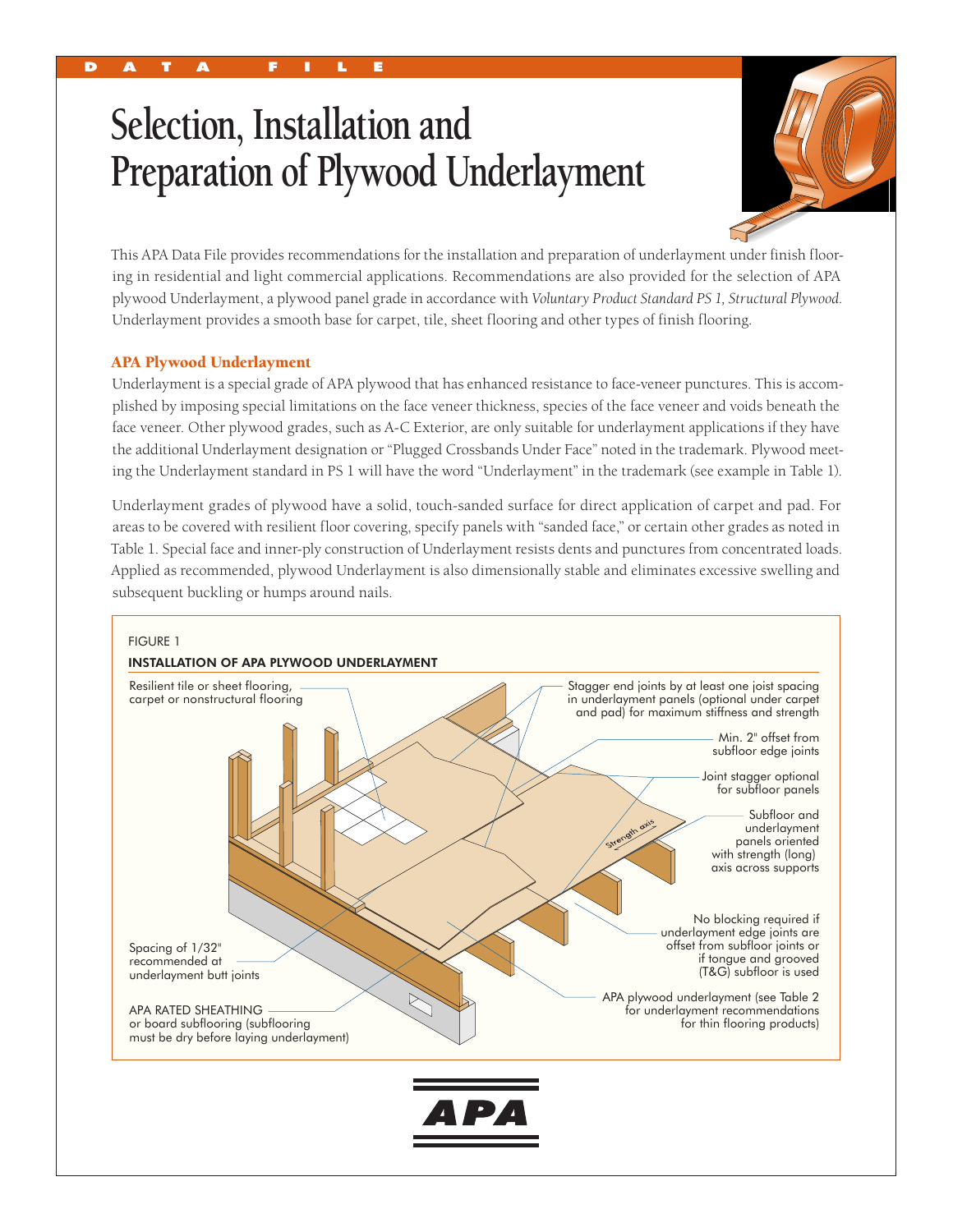DATA FILE

# Selection, Installation and Preparation of Plywood Underlayment

This APA Data File provides recommendations for the installation and preparation of underlayment under finish flooring in residential and light commercial applications. Recommendations are also provided for the selection of APA plywood Underlayment, a plywood panel grade in accordance with *Voluntary Product Standard PS 1, Structural Plywood*. Underlayment provides a smooth base for carpet, tile, sheet flooring and other types of finish flooring.

## APA Plywood Underlayment

Underlayment is a special grade of APA plywood that has enhanced resistance to face-veneer punctures. This is accomplished by imposing special limitations on the face veneer thickness, species of the face veneer and voids beneath the face veneer. Other plywood grades, such as A-C Exterior, are only suitable for underlayment applications if they have the additional Underlayment designation or "Plugged Crossbands Under Face" noted in the trademark. Plywood meeting the Underlayment standard in PS 1 will have the word "Underlayment" in the trademark (see example in Table 1).

Underlayment grades of plywood have a solid, touch-sanded surface for direct application of carpet and pad. For areas to be covered with resilient floor covering, specify panels with "sanded face," or certain other grades as noted in Table 1. Special face and inner-ply construction of Underlayment resists dents and punctures from concentrated loads. Applied as recommended, plywood Underlayment is also dimensionally stable and eliminates excessive swelling and subsequent buckling or humps around nails.

FIGURE 1

INSTALLATION OF APA PLYWOOD UNDERLAYMENT

- Resilient tile or sheet flooring, carpet or nonstructural flooring
- Stagger end joints by at least one joist spacing in underlayment panels (optional under carpet and pad) for maximum stiffness and strength
- Min. 2" offset from subfloor edge joints
- Joint stagger optional for subfloor panels
- Subfloor and underlayment panels oriented with strength (long) axis across supports
- Strength axis
- No blocking required if underlayment edge joints are offset from subfloor joints or if tongue and grooved (T&G) subfloor is used
- APA plywood underlayment (see Table 2 for underlayment recommendations for thin flooring products)
- Spacing of 1/32" recommended at underlayment butt joints
- APA RATED SHEATHING or board subflooring (subflooring must be dry before laying underlayment)

APA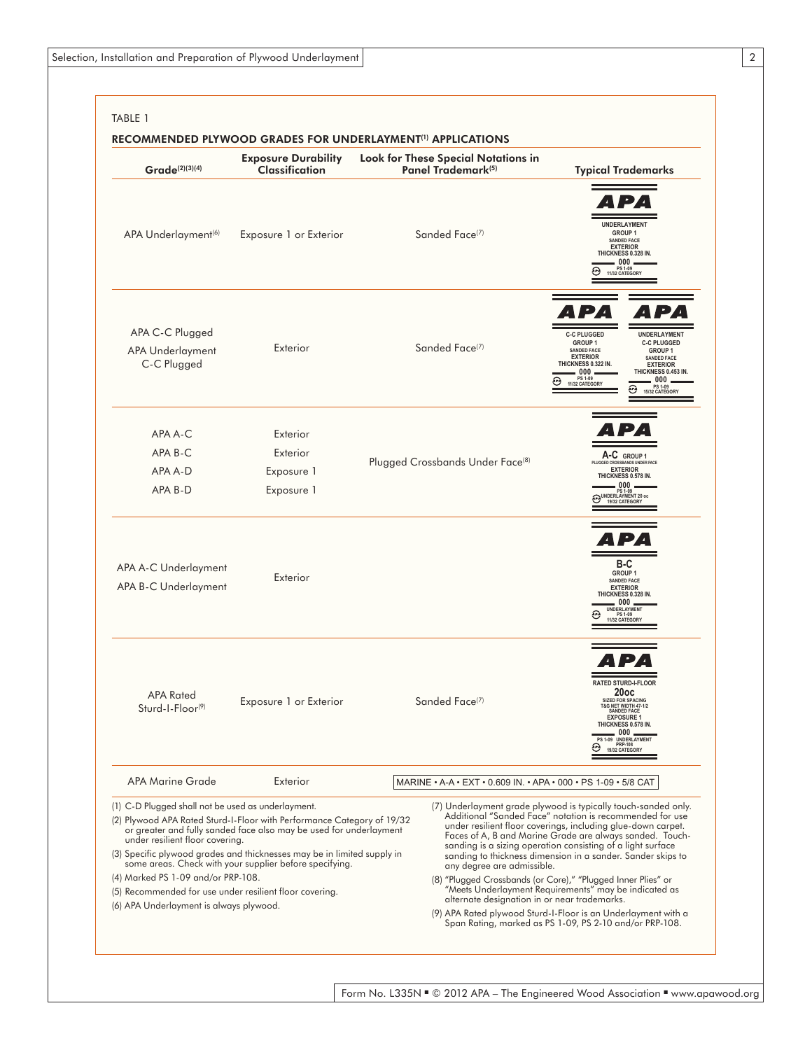TABLE 1

**RECOMMENDED PLYWOOD GRADES FOR UNDERLAYMENT[1] APPLICATIONS**

| Grade[2][3][4] | Exposure Durability Classification | Look for These Special Notations in Panel Trademark[5] | Typical Trademarks |
|---|---|---|---|
| APA Underlayment[6] | Exposure 1 or Exterior | Sanded Face[7] | APA UNDERLAYMENT GROUP 1 SANDED FACE EXTERIOR THICKNESS 0.328 IN. 000 PS 1-09 11/32 CATEGORY |
| APA C-C Plugged<br>APA Underlayment C-C Plugged | Exterior | Sanded Face[7] | APA C-C PLUGGED GROUP 1 SANDED FACE EXTERIOR THICKNESS 0.322 IN. 000 PS 1-09 11/32 CATEGORY<br>APA UNDERLAYMENT C-C PLUGGED GROUP 1 SANDED FACE EXTERIOR THICKNESS 0.453 IN. 000 PS 1-09 15/32 CATEGORY |
| APA A-C<br>APA B-C<br>APA A-D<br>APA B-D | Exterior<br>Exterior<br>Exposure 1<br>Exposure 1 | Plugged Crossbands Under Face[8] | APA A-C GROUP 1 PLUGGED CROSSBANDS UNDER FACE EXTERIOR THICKNESS 0.578 IN. 000 PS 1-09 UNDERLAYMENT 20 oc 19/32 CATEGORY |
| APA A-C Underlayment<br>APA B-C Underlayment | Exterior | | APA B-C GROUP 1 SANDED FACE EXTERIOR THICKNESS 0.328 IN. 000 UNDERLAYMENT PS 1-09 11/32 CATEGORY |
| APA Rated Sturd-I-Floor[9] | Exposure 1 or Exterior | Sanded Face[7] | APA RATED STURD-I-FLOOR 20oc SIZED FOR SPACING T&G NET WIDTH 47-1/2 SANDED FACE EXPOSURE 1 THICKNESS 0.578 IN. 000 PS 1-09 UNDERLAYMENT PRP-108 19/32 CATEGORY |
| APA Marine Grade | Exterior | MARINE • A-A • EXT • 0.609 IN. • APA • 000 • PS 1-09 • 5/8 CAT | |

(1) C-D Plugged shall not be used as underlayment.

(2) Plywood APA Rated Sturd-I-Floor with Performance Category of 19/32 or greater and fully sanded face also may be used for underlayment under resilient floor covering.

(3) Specific plywood grades and thicknesses may be in limited supply in some areas. Check with your supplier before specifying.

(4) Marked PS 1-09 and/or PRP-108.

(5) Recommended for use under resilient floor covering.

(6) APA Underlayment is always plywood.

(7) Underlayment grade plywood is typically touch-sanded only. Additional "Sanded Face" notation is recommended for use under resilient floor coverings, including glue-down carpet. Faces of A, B and Marine Grade are always sanded. Touch-sanding is a sizing operation consisting of a light surface sanding to thickness dimension in a sander. Sander skips to any degree are admissible.

(8) "Plugged Crossbands (or Core)," "Plugged Inner Plies" or "Meets Underlayment Requirements" may be indicated as alternate designation in or near trademarks.

(9) APA Rated plywood Sturd-I-Floor is an Underlayment with a Span Rating, marked as PS 1-09, PS 2-10 and/or PRP-108.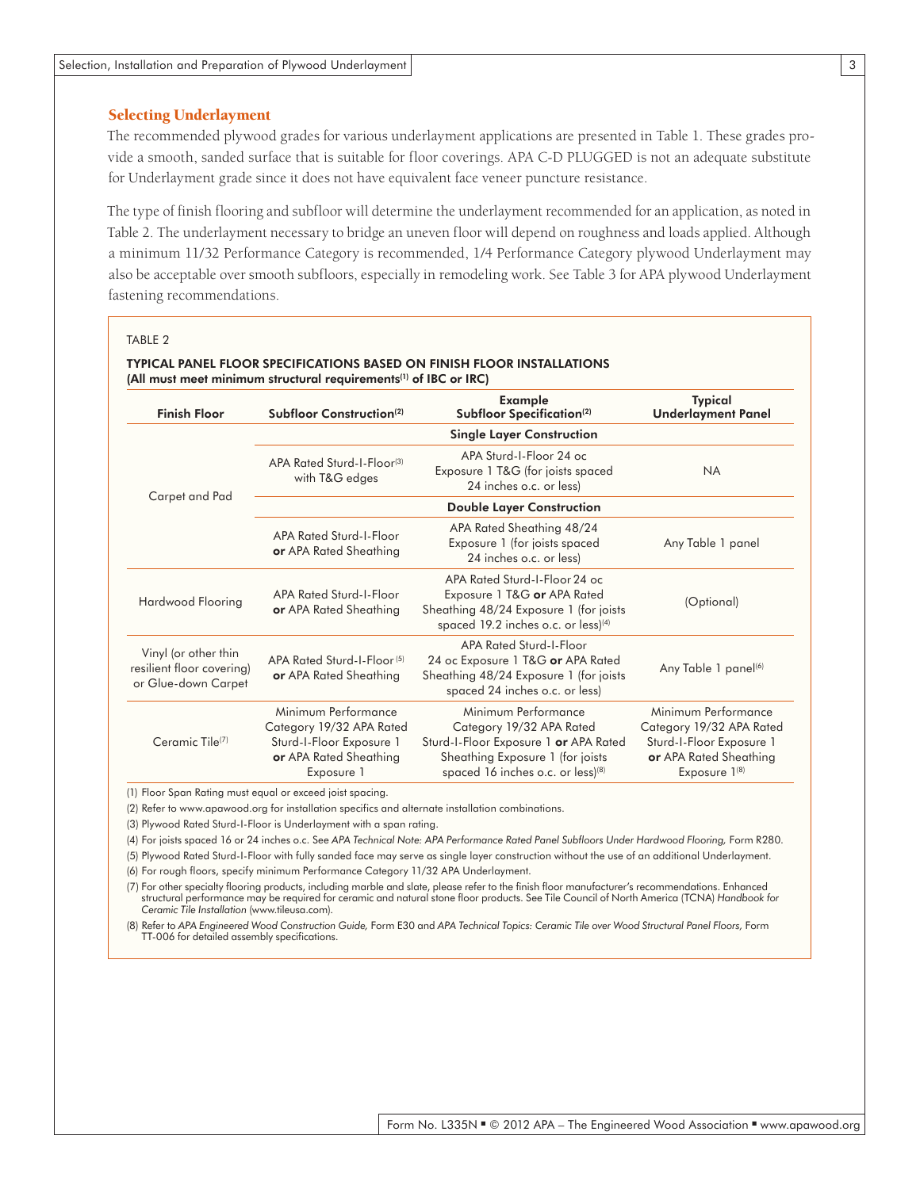## Selecting Underlayment

The recommended plywood grades for various underlayment applications are presented in Table 1. These grades provide a smooth, sanded surface that is suitable for floor coverings. APA C-D PLUGGED is not an adequate substitute for Underlayment grade since it does not have equivalent face veneer puncture resistance.

The type of finish flooring and subfloor will determine the underlayment recommended for an application, as noted in Table 2. The underlayment necessary to bridge an uneven floor will depend on roughness and loads applied. Although a minimum 11/32 Performance Category is recommended, 1/4 Performance Category plywood Underlayment may also be acceptable over smooth subfloors, especially in remodeling work. See Table 3 for APA plywood Underlayment fastening recommendations.

TABLE 2

**TYPICAL PANEL FLOOR SPECIFICATIONS BASED ON FINISH FLOOR INSTALLATIONS**
**(All must meet minimum structural requirements[1] of IBC or IRC)**

| Finish Floor | Subfloor Construction[2] | Example Subfloor Specification[2] | Typical Underlayment Panel |
|---|---|---|---|
| Carpet and Pad | **Single Layer Construction** | | |
| | APA Rated Sturd-I-Floor[3] with T&G edges | APA Sturd-I-Floor 24 oc Exposure 1 T&G (for joists spaced 24 inches o.c. or less) | NA |
| | **Double Layer Construction** | | |
| | APA Rated Sturd-I-Floor **or** APA Rated Sheathing | APA Rated Sheathing 48/24 Exposure 1 (for joists spaced 24 inches o.c. or less) | Any Table 1 panel |
| Hardwood Flooring | APA Rated Sturd-I-Floor **or** APA Rated Sheathing | APA Rated Sturd-I-Floor 24 oc Exposure 1 T&G **or** APA Rated Sheathing 48/24 Exposure 1 (for joists spaced 19.2 inches o.c. or less)[4] | (Optional) |
| Vinyl (or other thin resilient floor covering) or Glue-down Carpet | APA Rated Sturd-I-Floor[5] **or** APA Rated Sheathing | APA Rated Sturd-I-Floor 24 oc Exposure 1 T&G **or** APA Rated Sheathing 48/24 Exposure 1 (for joists spaced 24 inches o.c. or less) | Any Table 1 panel[6] |
| Ceramic Tile[7] | Minimum Performance Category 19/32 APA Rated Sturd-I-Floor Exposure 1 **or** APA Rated Sheathing Exposure 1 | Minimum Performance Category 19/32 APA Rated Sturd-I-Floor Exposure 1 **or** APA Rated Sheathing Exposure 1 (for joists spaced 16 inches o.c. or less)[8] | Minimum Performance Category 19/32 APA Rated Sturd-I-Floor Exposure 1 **or** APA Rated Sheathing Exposure 1[8] |

(1) Floor Span Rating must equal or exceed joist spacing.

(2) Refer to www.apawood.org for installation specifics and alternate installation combinations.

(3) Plywood Rated Sturd-I-Floor is Underlayment with a span rating.

(4) For joists spaced 16 or 24 inches o.c. See *APA Technical Note: APA Performance Rated Panel Subfloors Under Hardwood Flooring,* Form R280.

(5) Plywood Rated Sturd-I-Floor with fully sanded face may serve as single layer construction without the use of an additional Underlayment.

(6) For rough floors, specify minimum Performance Category 11/32 APA Underlayment.

(7) For other specialty flooring products, including marble and slate, please refer to the finish floor manufacturer's recommendations. Enhanced structural performance may be required for ceramic and natural stone floor products. See Tile Council of North America (TCNA) *Handbook for Ceramic Tile Installation* (www.tileusa.com).

(8) Refer to *APA Engineered Wood Construction Guide,* Form E30 and *APA Technical Topics: Ceramic Tile over Wood Structural Panel Floors,* Form TT-006 for detailed assembly specifications.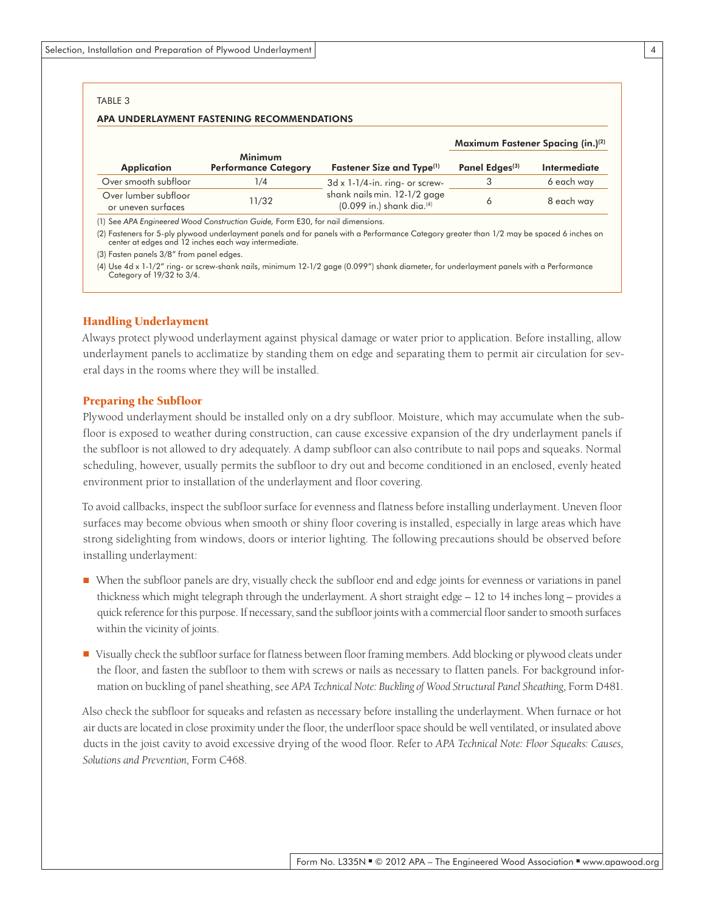TABLE 3

**APA UNDERLAYMENT FASTENING RECOMMENDATIONS**

| Application | Minimum Performance Category | Fastener Size and Type[(1)] | Maximum Fastener Spacing (in.)[(2)] | |
|---|---|---|---|---|
| | | | Panel Edges[(3)] | Intermediate |
| Over smooth subfloor | 1/4 | 3d x 1-1/4-in. ring- or screw-shank nails min. 12-1/2 gage (0.099 in.) shank dia.[(4)] | 3 | 6 each way |
| Over lumber subfloor or uneven surfaces | 11/32 | | 6 | 8 each way |

(1) See *APA Engineered Wood Construction Guide,* Form E30, for nail dimensions.

(2) Fasteners for 5-ply plywood underlayment panels and for panels with a Performance Category greater than 1/2 may be spaced 6 inches on center at edges and 12 inches each way intermediate.

(3) Fasten panels 3/8" from panel edges.

(4) Use 4d x 1-1/2" ring- or screw-shank nails, minimum 12-1/2 gage (0.099") shank diameter, for underlayment panels with a Performance Category of 19/32 to 3/4.

## Handling Underlayment

Always protect plywood underlayment against physical damage or water prior to application. Before installing, allow underlayment panels to acclimatize by standing them on edge and separating them to permit air circulation for several days in the rooms where they will be installed.

## Preparing the Subfloor

Plywood underlayment should be installed only on a dry subfloor. Moisture, which may accumulate when the subfloor is exposed to weather during construction, can cause excessive expansion of the dry underlayment panels if the subfloor is not allowed to dry adequately. A damp subfloor can also contribute to nail pops and squeaks. Normal scheduling, however, usually permits the subfloor to dry out and become conditioned in an enclosed, evenly heated environment prior to installation of the underlayment and floor covering.

To avoid callbacks, inspect the subfloor surface for evenness and flatness before installing underlayment. Uneven floor surfaces may become obvious when smooth or shiny floor covering is installed, especially in large areas which have strong sidelighting from windows, doors or interior lighting. The following precautions should be observed before installing underlayment:

- When the subfloor panels are dry, visually check the subfloor end and edge joints for evenness or variations in panel thickness which might telegraph through the underlayment. A short straight edge – 12 to 14 inches long – provides a quick reference for this purpose. If necessary, sand the subfloor joints with a commercial floor sander to smooth surfaces within the vicinity of joints.
- Visually check the subfloor surface for flatness between floor framing members. Add blocking or plywood cleats under the floor, and fasten the subfloor to them with screws or nails as necessary to flatten panels. For background information on buckling of panel sheathing, see *APA Technical Note: Buckling of Wood Structural Panel Sheathing,* Form D481.

Also check the subfloor for squeaks and refasten as necessary before installing the underlayment. When furnace or hot air ducts are located in close proximity under the floor, the underfloor space should be well ventilated, or insulated above ducts in the joist cavity to avoid excessive drying of the wood floor. Refer to *APA Technical Note: Floor Squeaks: Causes, Solutions and Prevention,* Form C468.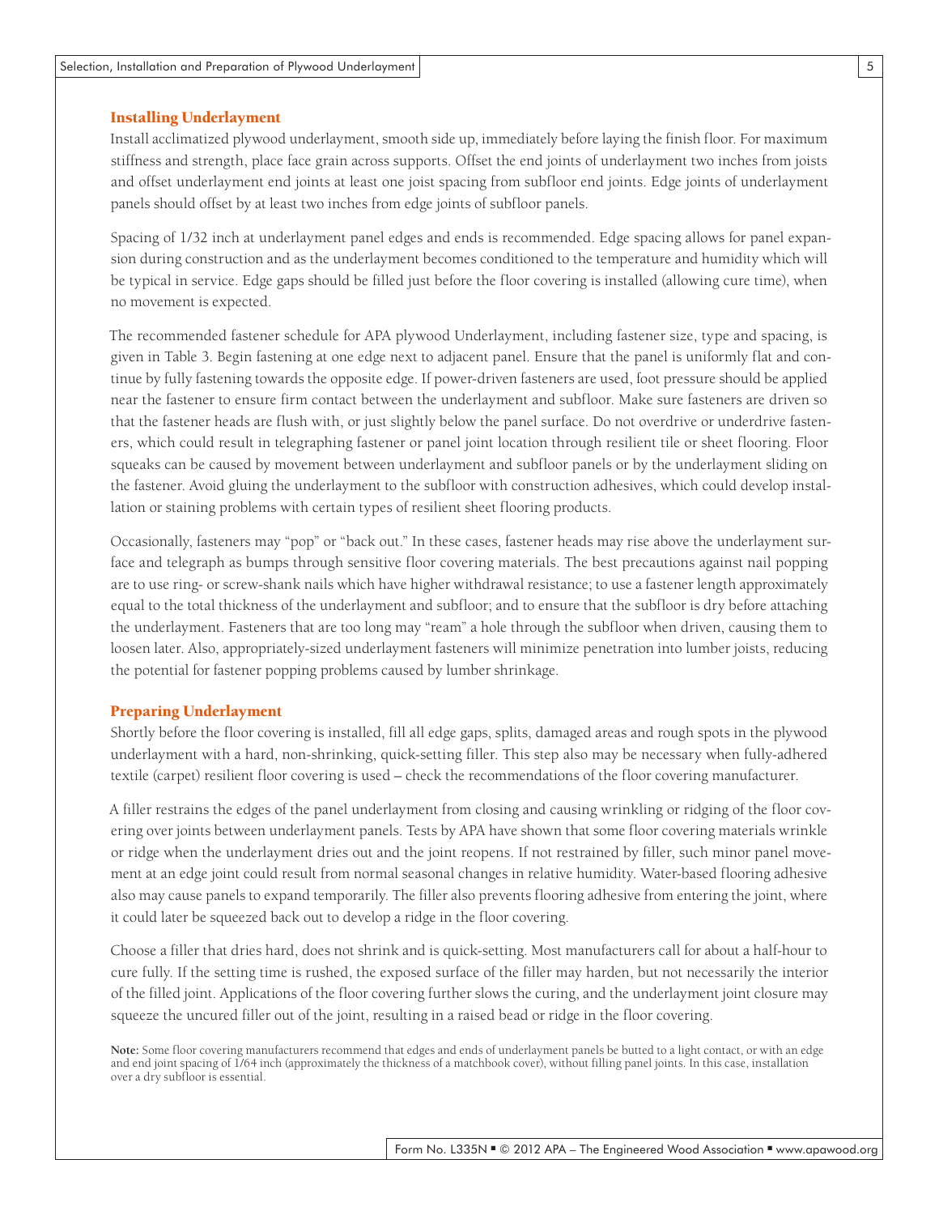## Installing Underlayment

Install acclimatized plywood underlayment, smooth side up, immediately before laying the finish floor. For maximum stiffness and strength, place face grain across supports. Offset the end joints of underlayment two inches from joists and offset underlayment end joints at least one joist spacing from subfloor end joints. Edge joints of underlayment panels should offset by at least two inches from edge joints of subfloor panels.

Spacing of 1/32 inch at underlayment panel edges and ends is recommended. Edge spacing allows for panel expansion during construction and as the underlayment becomes conditioned to the temperature and humidity which will be typical in service. Edge gaps should be filled just before the floor covering is installed (allowing cure time), when no movement is expected.

The recommended fastener schedule for APA plywood Underlayment, including fastener size, type and spacing, is given in Table 3. Begin fastening at one edge next to adjacent panel. Ensure that the panel is uniformly flat and continue by fully fastening towards the opposite edge. If power-driven fasteners are used, foot pressure should be applied near the fastener to ensure firm contact between the underlayment and subfloor. Make sure fasteners are driven so that the fastener heads are flush with, or just slightly below the panel surface. Do not overdrive or underdrive fasteners, which could result in telegraphing fastener or panel joint location through resilient tile or sheet flooring. Floor squeaks can be caused by movement between underlayment and subfloor panels or by the underlayment sliding on the fastener. Avoid gluing the underlayment to the subfloor with construction adhesives, which could develop installation or staining problems with certain types of resilient sheet flooring products.

Occasionally, fasteners may "pop" or "back out." In these cases, fastener heads may rise above the underlayment surface and telegraph as bumps through sensitive floor covering materials. The best precautions against nail popping are to use ring- or screw-shank nails which have higher withdrawal resistance; to use a fastener length approximately equal to the total thickness of the underlayment and subfloor; and to ensure that the subfloor is dry before attaching the underlayment. Fasteners that are too long may "ream" a hole through the subfloor when driven, causing them to loosen later. Also, appropriately-sized underlayment fasteners will minimize penetration into lumber joists, reducing the potential for fastener popping problems caused by lumber shrinkage.

## Preparing Underlayment

Shortly before the floor covering is installed, fill all edge gaps, splits, damaged areas and rough spots in the plywood underlayment with a hard, non-shrinking, quick-setting filler. This step also may be necessary when fully-adhered textile (carpet) resilient floor covering is used – check the recommendations of the floor covering manufacturer.

A filler restrains the edges of the panel underlayment from closing and causing wrinkling or ridging of the floor covering over joints between underlayment panels. Tests by APA have shown that some floor covering materials wrinkle or ridge when the underlayment dries out and the joint reopens. If not restrained by filler, such minor panel movement at an edge joint could result from normal seasonal changes in relative humidity. Water-based flooring adhesive also may cause panels to expand temporarily. The filler also prevents flooring adhesive from entering the joint, where it could later be squeezed back out to develop a ridge in the floor covering.

Choose a filler that dries hard, does not shrink and is quick-setting. Most manufacturers call for about a half-hour to cure fully. If the setting time is rushed, the exposed surface of the filler may harden, but not necessarily the interior of the filled joint. Applications of the floor covering further slows the curing, and the underlayment joint closure may squeeze the uncured filler out of the joint, resulting in a raised bead or ridge in the floor covering.

**Note:** Some floor covering manufacturers recommend that edges and ends of underlayment panels be butted to a light contact, or with an edge and end joint spacing of 1/64 inch (approximately the thickness of a matchbook cover), without filling panel joints. In this case, installation over a dry subfloor is essential.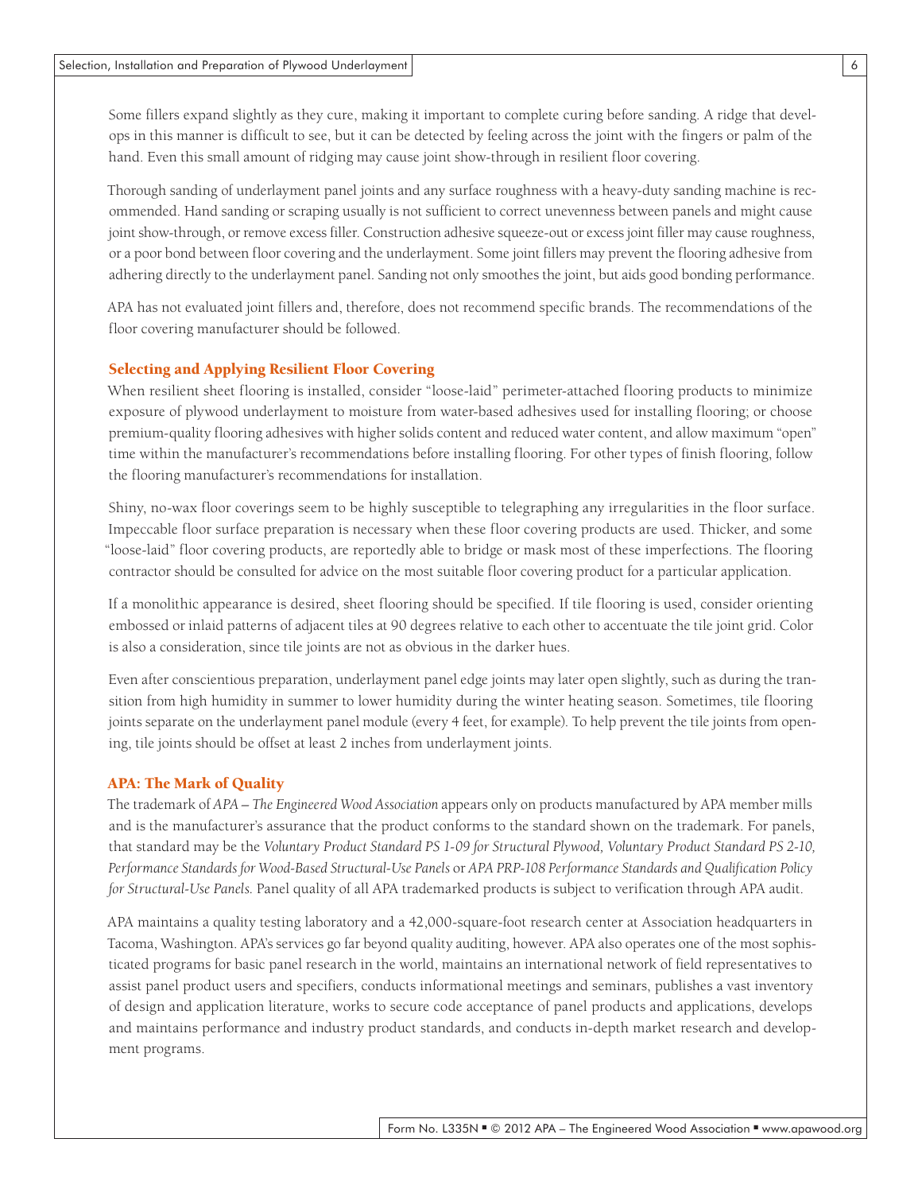Some fillers expand slightly as they cure, making it important to complete curing before sanding. A ridge that develops in this manner is difficult to see, but it can be detected by feeling across the joint with the fingers or palm of the hand. Even this small amount of ridging may cause joint show-through in resilient floor covering.

Thorough sanding of underlayment panel joints and any surface roughness with a heavy-duty sanding machine is recommended. Hand sanding or scraping usually is not sufficient to correct unevenness between panels and might cause joint show-through, or remove excess filler. Construction adhesive squeeze-out or excess joint filler may cause roughness, or a poor bond between floor covering and the underlayment. Some joint fillers may prevent the flooring adhesive from adhering directly to the underlayment panel. Sanding not only smoothes the joint, but aids good bonding performance.

APA has not evaluated joint fillers and, therefore, does not recommend specific brands. The recommendations of the floor covering manufacturer should be followed.

## Selecting and Applying Resilient Floor Covering

When resilient sheet flooring is installed, consider "loose-laid" perimeter-attached flooring products to minimize exposure of plywood underlayment to moisture from water-based adhesives used for installing flooring; or choose premium-quality flooring adhesives with higher solids content and reduced water content, and allow maximum "open" time within the manufacturer's recommendations before installing flooring. For other types of finish flooring, follow the flooring manufacturer's recommendations for installation.

Shiny, no-wax floor coverings seem to be highly susceptible to telegraphing any irregularities in the floor surface. Impeccable floor surface preparation is necessary when these floor covering products are used. Thicker, and some "loose-laid" floor covering products, are reportedly able to bridge or mask most of these imperfections. The flooring contractor should be consulted for advice on the most suitable floor covering product for a particular application.

If a monolithic appearance is desired, sheet flooring should be specified. If tile flooring is used, consider orienting embossed or inlaid patterns of adjacent tiles at 90 degrees relative to each other to accentuate the tile joint grid. Color is also a consideration, since tile joints are not as obvious in the darker hues.

Even after conscientious preparation, underlayment panel edge joints may later open slightly, such as during the transition from high humidity in summer to lower humidity during the winter heating season. Sometimes, tile flooring joints separate on the underlayment panel module (every 4 feet, for example). To help prevent the tile joints from opening, tile joints should be offset at least 2 inches from underlayment joints.

## APA: The Mark of Quality

The trademark of *APA – The Engineered Wood Association* appears only on products manufactured by APA member mills and is the manufacturer's assurance that the product conforms to the standard shown on the trademark. For panels, that standard may be the *Voluntary Product Standard PS 1-09 for Structural Plywood, Voluntary Product Standard PS 2-10, Performance Standards for Wood-Based Structural-Use Panels* or *APA PRP-108 Performance Standards and Qualification Policy for Structural-Use Panels.* Panel quality of all APA trademarked products is subject to verification through APA audit.

APA maintains a quality testing laboratory and a 42,000-square-foot research center at Association headquarters in Tacoma, Washington. APA's services go far beyond quality auditing, however. APA also operates one of the most sophisticated programs for basic panel research in the world, maintains an international network of field representatives to assist panel product users and specifiers, conducts informational meetings and seminars, publishes a vast inventory of design and application literature, works to secure code acceptance of panel products and applications, develops and maintains performance and industry product standards, and conducts in-depth market research and development programs.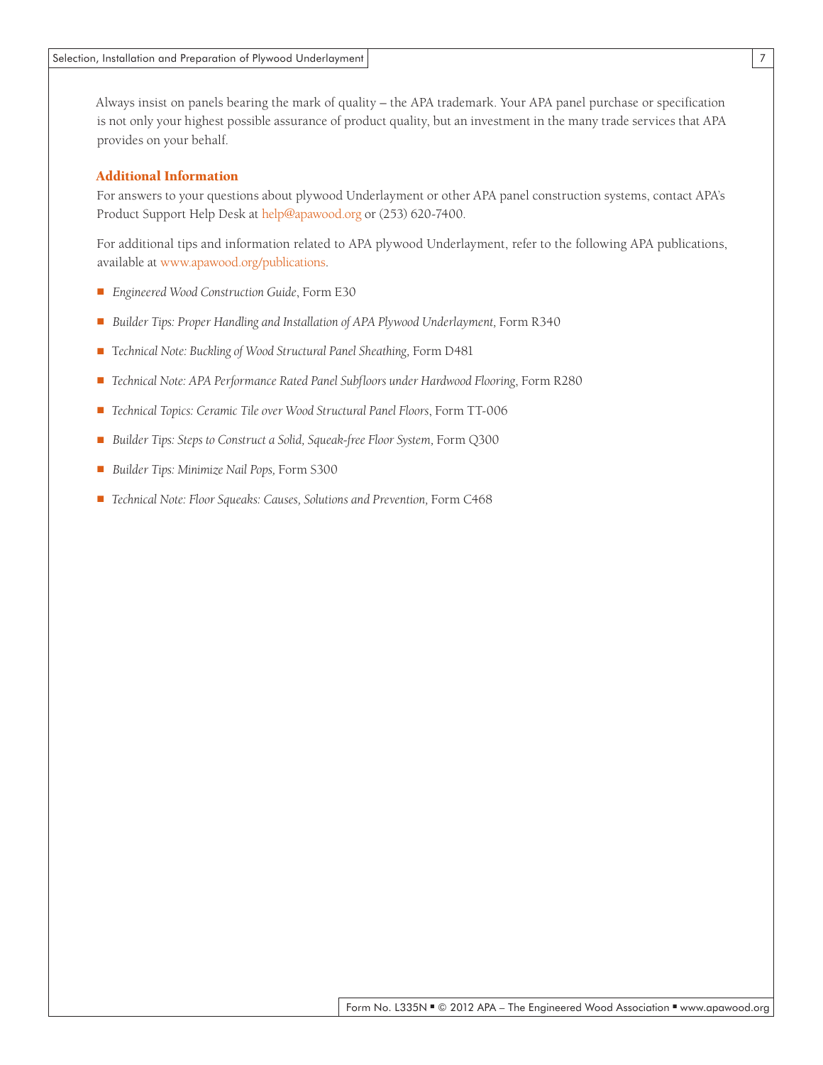Always insist on panels bearing the mark of quality – the APA trademark. Your APA panel purchase or specification is not only your highest possible assurance of product quality, but an investment in the many trade services that APA provides on your behalf.

## Additional Information

For answers to your questions about plywood Underlayment or other APA panel construction systems, contact APA's Product Support Help Desk at help@apawood.org or (253) 620-7400.

For additional tips and information related to APA plywood Underlayment, refer to the following APA publications, available at www.apawood.org/publications.

- *Engineered Wood Construction Guide*, Form E30
- *Builder Tips: Proper Handling and Installation of APA Plywood Underlayment,* Form R340
- *Technical Note: Buckling of Wood Structural Panel Sheathing,* Form D481
- *Technical Note: APA Performance Rated Panel Subfloors under Hardwood Flooring*, Form R280
- *Technical Topics: Ceramic Tile over Wood Structural Panel Floors*, Form TT-006
- *Builder Tips: Steps to Construct a Solid, Squeak-free Floor System,* Form Q300
- *Builder Tips: Minimize Nail Pops,* Form S300
- *Technical Note: Floor Squeaks: Causes, Solutions and Prevention,* Form C468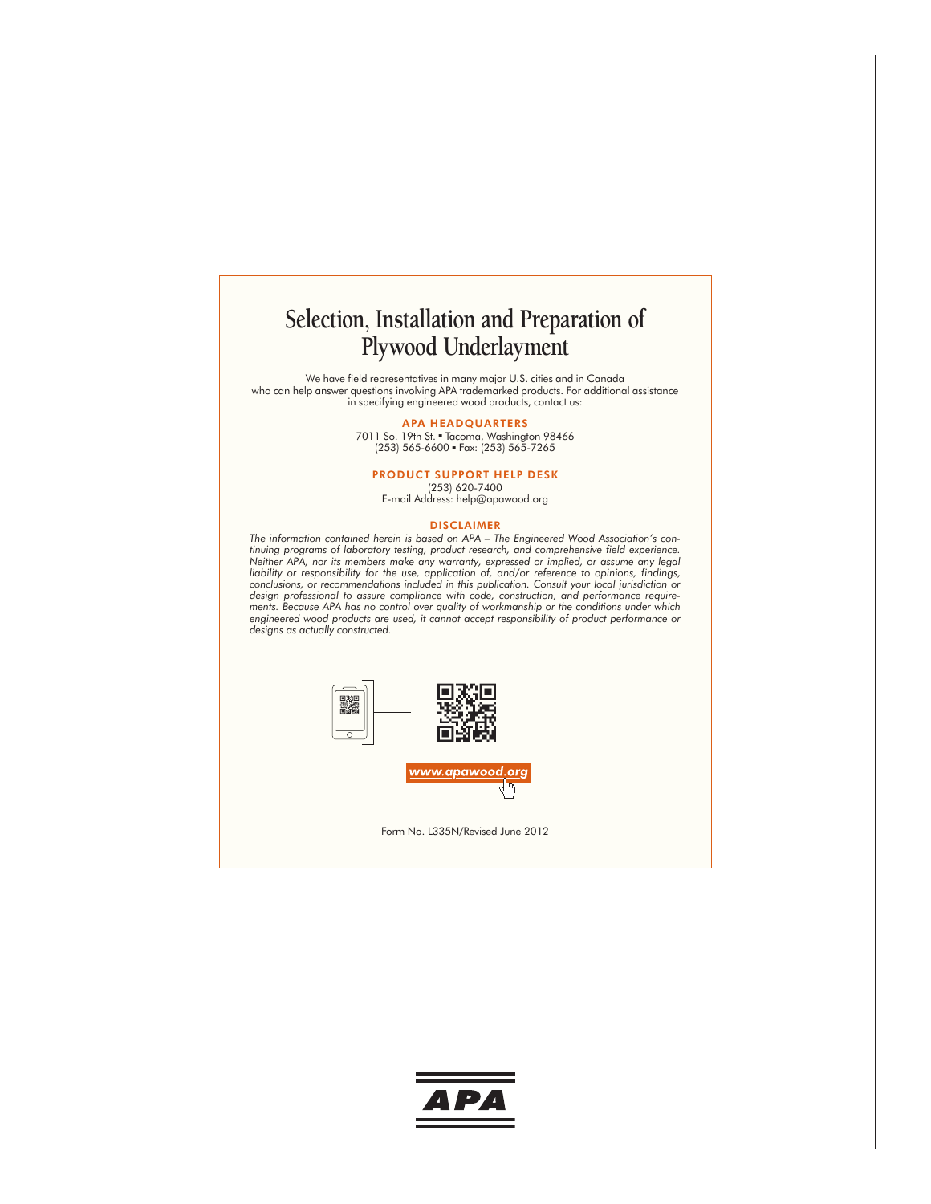# Selection, Installation and Preparation of Plywood Underlayment

We have field representatives in many major U.S. cities and in Canada who can help answer questions involving APA trademarked products. For additional assistance in specifying engineered wood products, contact us:

**APA HEADQUARTERS**

7011 So. 19th St. ▪ Tacoma, Washington 98466
(253) 565-6600 ▪ Fax: (253) 565-7265

**PRODUCT SUPPORT HELP DESK**

(253) 620-7400
E-mail Address: help@apawood.org

**DISCLAIMER**

*The information contained herein is based on APA – The Engineered Wood Association's continuing programs of laboratory testing, product research, and comprehensive field experience. Neither APA, nor its members make any warranty, expressed or implied, or assume any legal liability or responsibility for the use, application of, and/or reference to opinions, findings, conclusions, or recommendations included in this publication. Consult your local jurisdiction or design professional to assure compliance with code, construction, and performance requirements. Because APA has no control over quality of workmanship or the conditions under which engineered wood products are used, it cannot accept responsibility of product performance or designs as actually constructed.*

www.apawood.org

Form No. L335N/Revised June 2012

APA